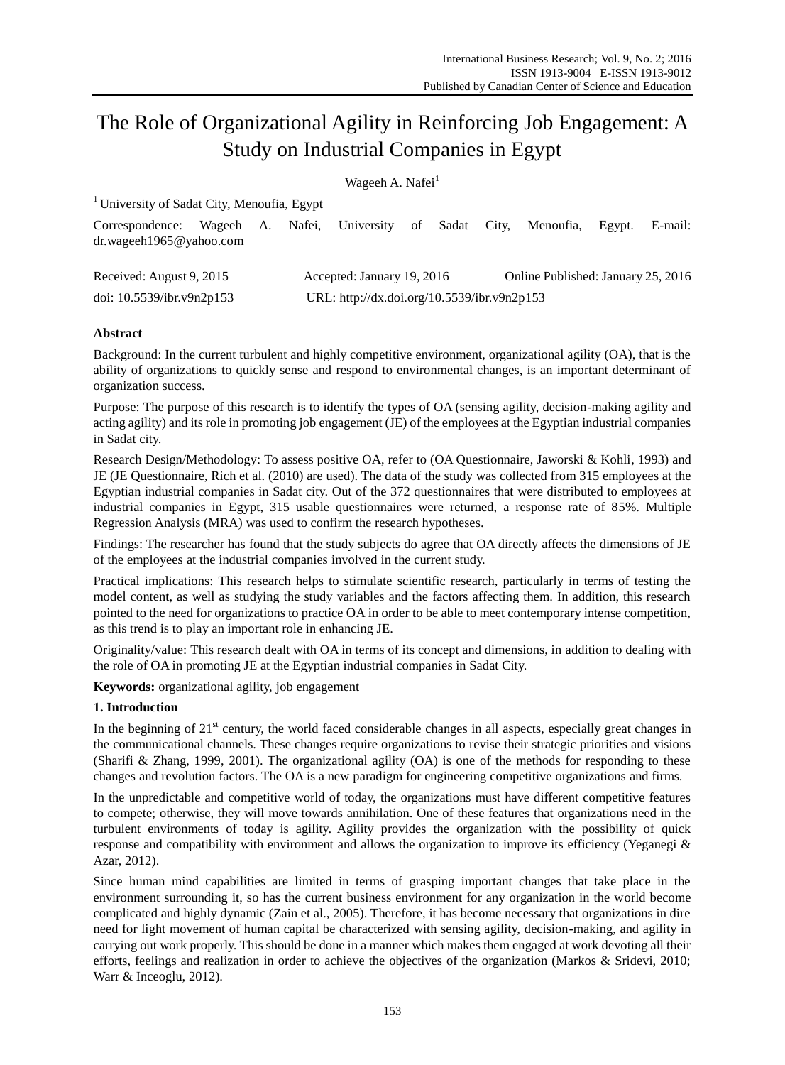# The Role of Organizational Agility in Reinforcing Job Engagement: A Study on Industrial Companies in Egypt

Wageeh A. Nafei[1]

[1] University of Sadat City, Menoufia, Egypt

Correspondence: Wageeh A. Nafei, University of Sadat City, Menoufia, Egypt. E-mail: dr.wageeh1965@yahoo.com

Received: August 9, 2015 Accepted: January 19, 2016 Online Published: January 25, 2016

doi: 10.5539/ibr.v9n2p153 URL: http://dx.doi.org/10.5539/ibr.v9n2p153

## Abstract

Background: In the current turbulent and highly competitive environment, organizational agility (OA), that is the ability of organizations to quickly sense and respond to environmental changes, is an important determinant of organization success.

Purpose: The purpose of this research is to identify the types of OA (sensing agility, decision-making agility and acting agility) and its role in promoting job engagement (JE) of the employees at the Egyptian industrial companies in Sadat city.

Research Design/Methodology: To assess positive OA, refer to (OA Questionnaire, Jaworski & Kohli, 1993) and JE (JE Questionnaire, Rich et al. (2010) are used). The data of the study was collected from 315 employees at the Egyptian industrial companies in Sadat city. Out of the 372 questionnaires that were distributed to employees at industrial companies in Egypt, 315 usable questionnaires were returned, a response rate of 85%. Multiple Regression Analysis (MRA) was used to confirm the research hypotheses.

Findings: The researcher has found that the study subjects do agree that OA directly affects the dimensions of JE of the employees at the industrial companies involved in the current study.

Practical implications: This research helps to stimulate scientific research, particularly in terms of testing the model content, as well as studying the study variables and the factors affecting them. In addition, this research pointed to the need for organizations to practice OA in order to be able to meet contemporary intense competition, as this trend is to play an important role in enhancing JE.

Originality/value: This research dealt with OA in terms of its concept and dimensions, in addition to dealing with the role of OA in promoting JE at the Egyptian industrial companies in Sadat City.

**Keywords:** organizational agility, job engagement

## 1. Introduction

In the beginning of 21st century, the world faced considerable changes in all aspects, especially great changes in the communicational channels. These changes require organizations to revise their strategic priorities and visions (Sharifi & Zhang, 1999, 2001). The organizational agility (OA) is one of the methods for responding to these changes and revolution factors. The OA is a new paradigm for engineering competitive organizations and firms.

In the unpredictable and competitive world of today, the organizations must have different competitive features to compete; otherwise, they will move towards annihilation. One of these features that organizations need in the turbulent environments of today is agility. Agility provides the organization with the possibility of quick response and compatibility with environment and allows the organization to improve its efficiency (Yeganegi & Azar, 2012).

Since human mind capabilities are limited in terms of grasping important changes that take place in the environment surrounding it, so has the current business environment for any organization in the world become complicated and highly dynamic (Zain et al., 2005). Therefore, it has become necessary that organizations in dire need for light movement of human capital be characterized with sensing agility, decision-making, and agility in carrying out work properly. This should be done in a manner which makes them engaged at work devoting all their efforts, feelings and realization in order to achieve the objectives of the organization (Markos & Sridevi, 2010; Warr & Inceoglu, 2012).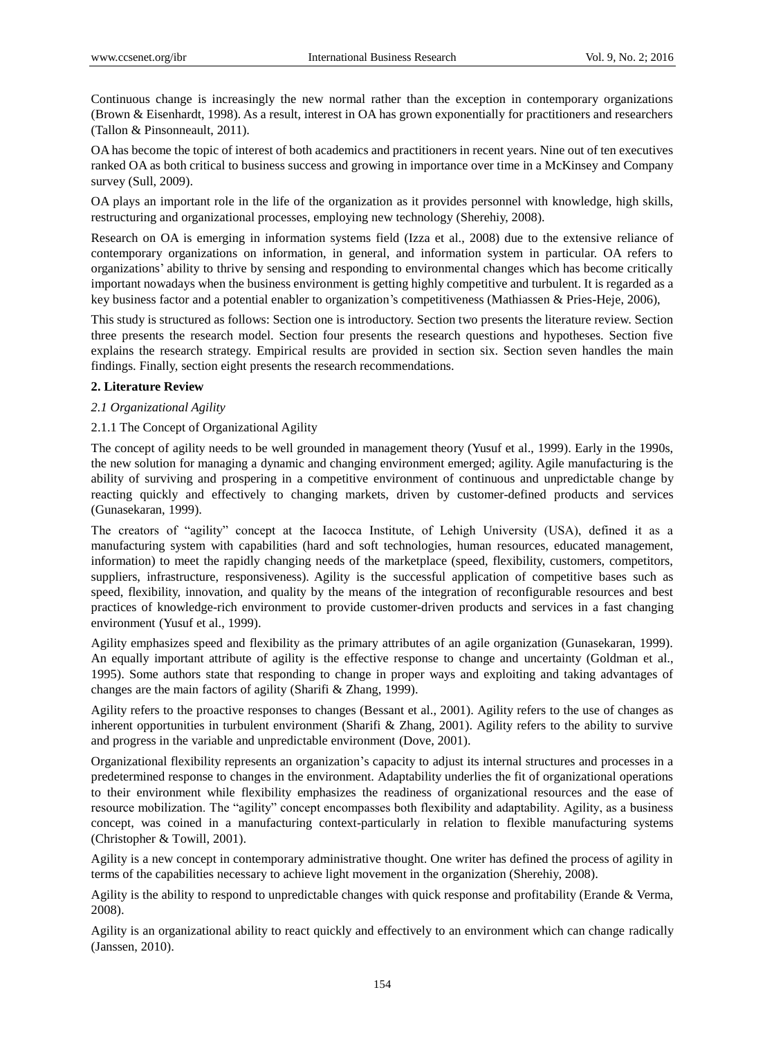Continuous change is increasingly the new normal rather than the exception in contemporary organizations (Brown & Eisenhardt, 1998). As a result, interest in OA has grown exponentially for practitioners and researchers (Tallon & Pinsonneault, 2011).

OA has become the topic of interest of both academics and practitioners in recent years. Nine out of ten executives ranked OA as both critical to business success and growing in importance over time in a McKinsey and Company survey (Sull, 2009).

OA plays an important role in the life of the organization as it provides personnel with knowledge, high skills, restructuring and organizational processes, employing new technology (Sherehiy, 2008).

Research on OA is emerging in information systems field (Izza et al., 2008) due to the extensive reliance of contemporary organizations on information, in general, and information system in particular. OA refers to organizations' ability to thrive by sensing and responding to environmental changes which has become critically important nowadays when the business environment is getting highly competitive and turbulent. It is regarded as a key business factor and a potential enabler to organization's competitiveness (Mathiassen & Pries-Heje, 2006),

This study is structured as follows: Section one is introductory. Section two presents the literature review. Section three presents the research model. Section four presents the research questions and hypotheses. Section five explains the research strategy. Empirical results are provided in section six. Section seven handles the main findings. Finally, section eight presents the research recommendations.

## 2. Literature Review

### *2.1 Organizational Agility*

#### 2.1.1 The Concept of Organizational Agility

The concept of agility needs to be well grounded in management theory (Yusuf et al., 1999). Early in the 1990s, the new solution for managing a dynamic and changing environment emerged; agility. Agile manufacturing is the ability of surviving and prospering in a competitive environment of continuous and unpredictable change by reacting quickly and effectively to changing markets, driven by customer-defined products and services (Gunasekaran, 1999).

The creators of "agility" concept at the Iacocca Institute, of Lehigh University (USA), defined it as a manufacturing system with capabilities (hard and soft technologies, human resources, educated management, information) to meet the rapidly changing needs of the marketplace (speed, flexibility, customers, competitors, suppliers, infrastructure, responsiveness). Agility is the successful application of competitive bases such as speed, flexibility, innovation, and quality by the means of the integration of reconfigurable resources and best practices of knowledge-rich environment to provide customer-driven products and services in a fast changing environment (Yusuf et al., 1999).

Agility emphasizes speed and flexibility as the primary attributes of an agile organization (Gunasekaran, 1999). An equally important attribute of agility is the effective response to change and uncertainty (Goldman et al., 1995). Some authors state that responding to change in proper ways and exploiting and taking advantages of changes are the main factors of agility (Sharifi & Zhang, 1999).

Agility refers to the proactive responses to changes (Bessant et al., 2001). Agility refers to the use of changes as inherent opportunities in turbulent environment (Sharifi & Zhang, 2001). Agility refers to the ability to survive and progress in the variable and unpredictable environment (Dove, 2001).

Organizational flexibility represents an organization's capacity to adjust its internal structures and processes in a predetermined response to changes in the environment. Adaptability underlies the fit of organizational operations to their environment while flexibility emphasizes the readiness of organizational resources and the ease of resource mobilization. The "agility" concept encompasses both flexibility and adaptability. Agility, as a business concept, was coined in a manufacturing context-particularly in relation to flexible manufacturing systems (Christopher & Towill, 2001).

Agility is a new concept in contemporary administrative thought. One writer has defined the process of agility in terms of the capabilities necessary to achieve light movement in the organization (Sherehiy, 2008).

Agility is the ability to respond to unpredictable changes with quick response and profitability (Erande & Verma, 2008).

Agility is an organizational ability to react quickly and effectively to an environment which can change radically (Janssen, 2010).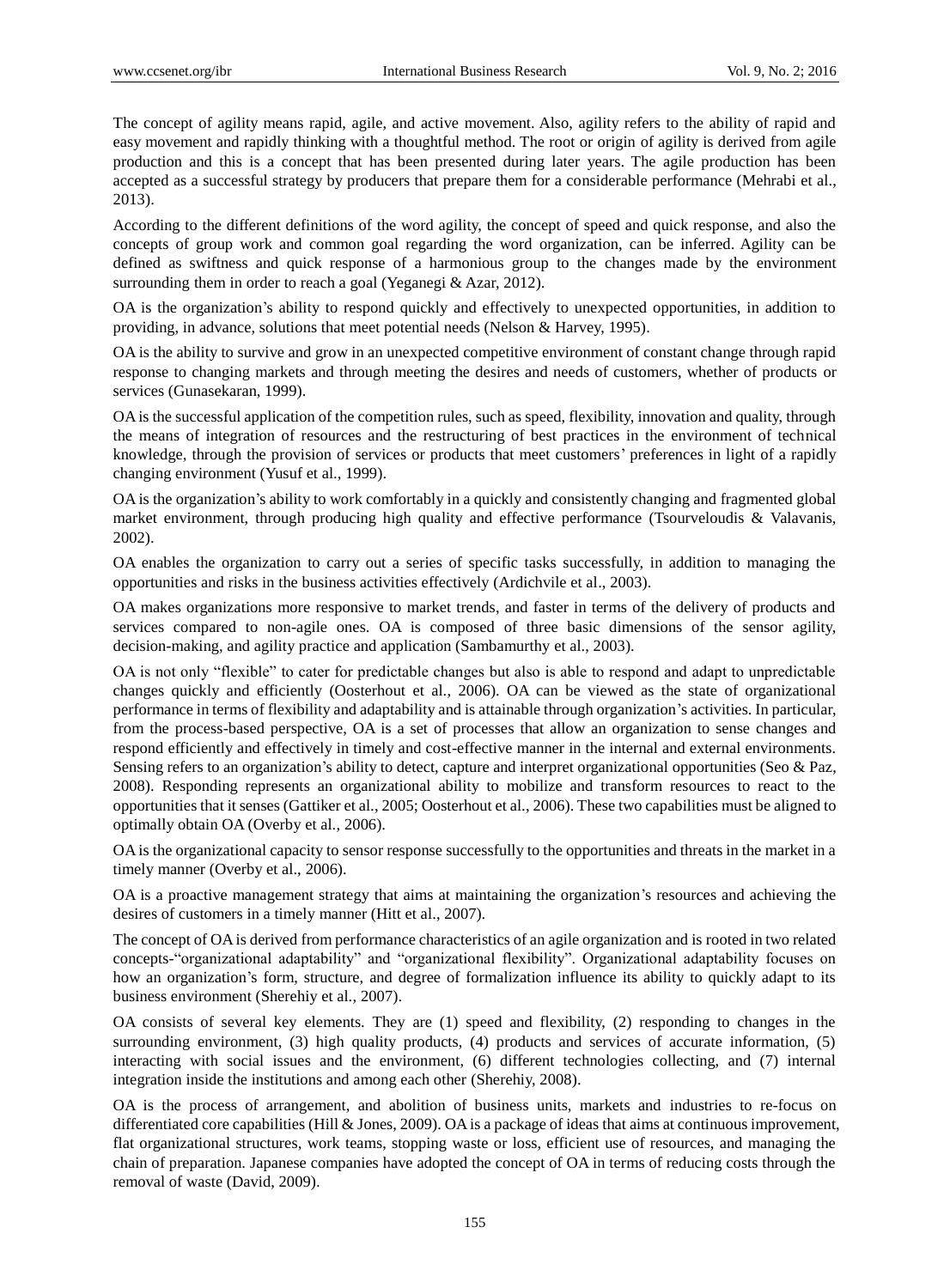The concept of agility means rapid, agile, and active movement. Also, agility refers to the ability of rapid and easy movement and rapidly thinking with a thoughtful method. The root or origin of agility is derived from agile production and this is a concept that has been presented during later years. The agile production has been accepted as a successful strategy by producers that prepare them for a considerable performance (Mehrabi et al., 2013).

According to the different definitions of the word agility, the concept of speed and quick response, and also the concepts of group work and common goal regarding the word organization, can be inferred. Agility can be defined as swiftness and quick response of a harmonious group to the changes made by the environment surrounding them in order to reach a goal (Yeganegi & Azar, 2012).

OA is the organization's ability to respond quickly and effectively to unexpected opportunities, in addition to providing, in advance, solutions that meet potential needs (Nelson & Harvey, 1995).

OA is the ability to survive and grow in an unexpected competitive environment of constant change through rapid response to changing markets and through meeting the desires and needs of customers, whether of products or services (Gunasekaran, 1999).

OA is the successful application of the competition rules, such as speed, flexibility, innovation and quality, through the means of integration of resources and the restructuring of best practices in the environment of technical knowledge, through the provision of services or products that meet customers' preferences in light of a rapidly changing environment (Yusuf et al., 1999).

OA is the organization's ability to work comfortably in a quickly and consistently changing and fragmented global market environment, through producing high quality and effective performance (Tsourveloudis & Valavanis, 2002).

OA enables the organization to carry out a series of specific tasks successfully, in addition to managing the opportunities and risks in the business activities effectively (Ardichvile et al., 2003).

OA makes organizations more responsive to market trends, and faster in terms of the delivery of products and services compared to non-agile ones. OA is composed of three basic dimensions of the sensor agility, decision-making, and agility practice and application (Sambamurthy et al., 2003).

OA is not only "flexible" to cater for predictable changes but also is able to respond and adapt to unpredictable changes quickly and efficiently (Oosterhout et al., 2006). OA can be viewed as the state of organizational performance in terms of flexibility and adaptability and is attainable through organization's activities. In particular, from the process-based perspective, OA is a set of processes that allow an organization to sense changes and respond efficiently and effectively in timely and cost-effective manner in the internal and external environments. Sensing refers to an organization's ability to detect, capture and interpret organizational opportunities (Seo & Paz, 2008). Responding represents an organizational ability to mobilize and transform resources to react to the opportunities that it senses (Gattiker et al., 2005; Oosterhout et al., 2006). These two capabilities must be aligned to optimally obtain OA (Overby et al., 2006).

OA is the organizational capacity to sensor response successfully to the opportunities and threats in the market in a timely manner (Overby et al., 2006).

OA is a proactive management strategy that aims at maintaining the organization's resources and achieving the desires of customers in a timely manner (Hitt et al., 2007).

The concept of OA is derived from performance characteristics of an agile organization and is rooted in two related concepts-"organizational adaptability" and "organizational flexibility". Organizational adaptability focuses on how an organization's form, structure, and degree of formalization influence its ability to quickly adapt to its business environment (Sherehiy et al., 2007).

OA consists of several key elements. They are (1) speed and flexibility, (2) responding to changes in the surrounding environment, (3) high quality products, (4) products and services of accurate information, (5) interacting with social issues and the environment, (6) different technologies collecting, and (7) internal integration inside the institutions and among each other (Sherehiy, 2008).

OA is the process of arrangement, and abolition of business units, markets and industries to re-focus on differentiated core capabilities (Hill & Jones, 2009). OA is a package of ideas that aims at continuous improvement, flat organizational structures, work teams, stopping waste or loss, efficient use of resources, and managing the chain of preparation. Japanese companies have adopted the concept of OA in terms of reducing costs through the removal of waste (David, 2009).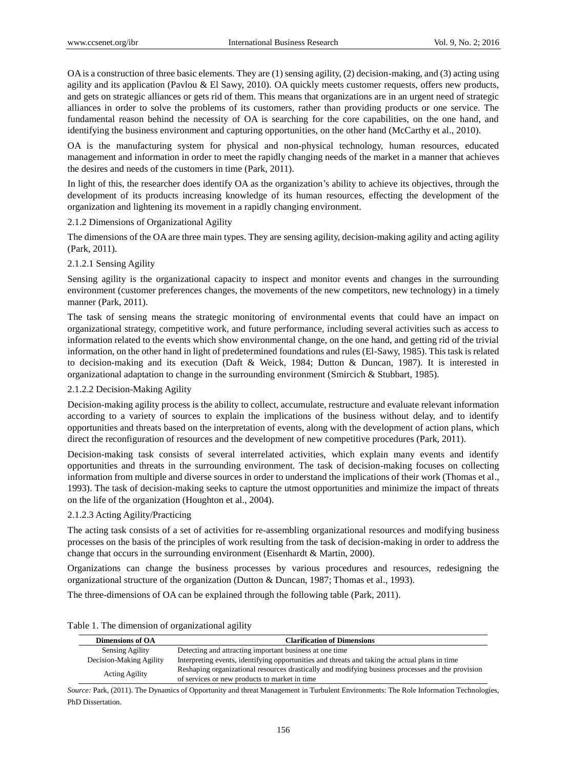OA is a construction of three basic elements. They are (1) sensing agility, (2) decision-making, and (3) acting using agility and its application (Pavlou & El Sawy, 2010). OA quickly meets customer requests, offers new products, and gets on strategic alliances or gets rid of them. This means that organizations are in an urgent need of strategic alliances in order to solve the problems of its customers, rather than providing products or one service. The fundamental reason behind the necessity of OA is searching for the core capabilities, on the one hand, and identifying the business environment and capturing opportunities, on the other hand (McCarthy et al., 2010).

OA is the manufacturing system for physical and non-physical technology, human resources, educated management and information in order to meet the rapidly changing needs of the market in a manner that achieves the desires and needs of the customers in time (Park, 2011).

In light of this, the researcher does identify OA as the organization's ability to achieve its objectives, through the development of its products increasing knowledge of its human resources, effecting the development of the organization and lightening its movement in a rapidly changing environment.

### 2.1.2 Dimensions of Organizational Agility

The dimensions of the OA are three main types. They are sensing agility, decision-making agility and acting agility (Park, 2011).

#### 2.1.2.1 Sensing Agility

Sensing agility is the organizational capacity to inspect and monitor events and changes in the surrounding environment (customer preferences changes, the movements of the new competitors, new technology) in a timely manner (Park, 2011).

The task of sensing means the strategic monitoring of environmental events that could have an impact on organizational strategy, competitive work, and future performance, including several activities such as access to information related to the events which show environmental change, on the one hand, and getting rid of the trivial information, on the other hand in light of predetermined foundations and rules (El-Sawy, 1985). This task is related to decision-making and its execution (Daft & Weick, 1984; Dutton & Duncan, 1987). It is interested in organizational adaptation to change in the surrounding environment (Smircich & Stubbart, 1985).

#### 2.1.2.2 Decision-Making Agility

Decision-making agility process is the ability to collect, accumulate, restructure and evaluate relevant information according to a variety of sources to explain the implications of the business without delay, and to identify opportunities and threats based on the interpretation of events, along with the development of action plans, which direct the reconfiguration of resources and the development of new competitive procedures (Park, 2011).

Decision-making task consists of several interrelated activities, which explain many events and identify opportunities and threats in the surrounding environment. The task of decision-making focuses on collecting information from multiple and diverse sources in order to understand the implications of their work (Thomas et al., 1993). The task of decision-making seeks to capture the utmost opportunities and minimize the impact of threats on the life of the organization (Houghton et al., 2004).

#### 2.1.2.3 Acting Agility/Practicing

The acting task consists of a set of activities for re-assembling organizational resources and modifying business processes on the basis of the principles of work resulting from the task of decision-making in order to address the change that occurs in the surrounding environment (Eisenhardt & Martin, 2000).

Organizations can change the business processes by various procedures and resources, redesigning the organizational structure of the organization (Dutton & Duncan, 1987; Thomas et al., 1993).

The three-dimensions of OA can be explained through the following table (Park, 2011).

Table 1. The dimension of organizational agility

| Dimensions of OA | Clarification of Dimensions |
|---|---|
| Sensing Agility | Detecting and attracting important business at one time |
| Decision-Making Agility | Interpreting events, identifying opportunities and threats and taking the actual plans in time |
| Acting Agility | Reshaping organizational resources drastically and modifying business processes and the provision of services or new products to market in time |

*Source:* Park, (2011). The Dynamics of Opportunity and threat Management in Turbulent Environments: The Role Information Technologies, PhD Dissertation.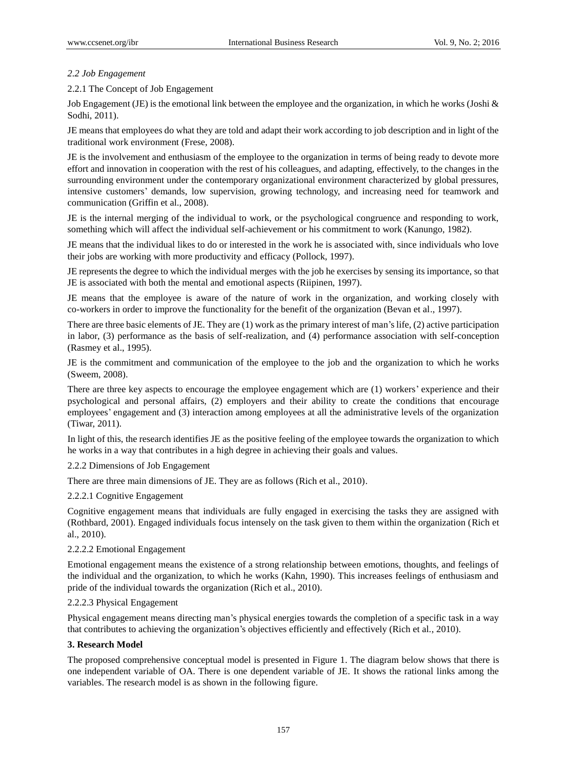*2.2 Job Engagement*

2.2.1 The Concept of Job Engagement

Job Engagement (JE) is the emotional link between the employee and the organization, in which he works (Joshi & Sodhi, 2011).

JE means that employees do what they are told and adapt their work according to job description and in light of the traditional work environment (Frese, 2008).

JE is the involvement and enthusiasm of the employee to the organization in terms of being ready to devote more effort and innovation in cooperation with the rest of his colleagues, and adapting, effectively, to the changes in the surrounding environment under the contemporary organizational environment characterized by global pressures, intensive customers' demands, low supervision, growing technology, and increasing need for teamwork and communication (Griffin et al., 2008).

JE is the internal merging of the individual to work, or the psychological congruence and responding to work, something which will affect the individual self-achievement or his commitment to work (Kanungo, 1982).

JE means that the individual likes to do or interested in the work he is associated with, since individuals who love their jobs are working with more productivity and efficacy (Pollock, 1997).

JE represents the degree to which the individual merges with the job he exercises by sensing its importance, so that JE is associated with both the mental and emotional aspects (Riipinen, 1997).

JE means that the employee is aware of the nature of work in the organization, and working closely with co-workers in order to improve the functionality for the benefit of the organization (Bevan et al., 1997).

There are three basic elements of JE. They are (1) work as the primary interest of man's life, (2) active participation in labor, (3) performance as the basis of self-realization, and (4) performance association with self-conception (Rasmey et al., 1995).

JE is the commitment and communication of the employee to the job and the organization to which he works (Sweem, 2008).

There are three key aspects to encourage the employee engagement which are (1) workers' experience and their psychological and personal affairs, (2) employers and their ability to create the conditions that encourage employees' engagement and (3) interaction among employees at all the administrative levels of the organization (Tiwar, 2011).

In light of this, the research identifies JE as the positive feeling of the employee towards the organization to which he works in a way that contributes in a high degree in achieving their goals and values.

2.2.2 Dimensions of Job Engagement

There are three main dimensions of JE. They are as follows (Rich et al., 2010).

2.2.2.1 Cognitive Engagement

Cognitive engagement means that individuals are fully engaged in exercising the tasks they are assigned with (Rothbard, 2001). Engaged individuals focus intensely on the task given to them within the organization (Rich et al., 2010).

2.2.2.2 Emotional Engagement

Emotional engagement means the existence of a strong relationship between emotions, thoughts, and feelings of the individual and the organization, to which he works (Kahn, 1990). This increases feelings of enthusiasm and pride of the individual towards the organization (Rich et al., 2010).

2.2.2.3 Physical Engagement

Physical engagement means directing man's physical energies towards the completion of a specific task in a way that contributes to achieving the organization's objectives efficiently and effectively (Rich et al., 2010).

## 3. Research Model

The proposed comprehensive conceptual model is presented in Figure 1. The diagram below shows that there is one independent variable of OA. There is one dependent variable of JE. It shows the rational links among the variables. The research model is as shown in the following figure.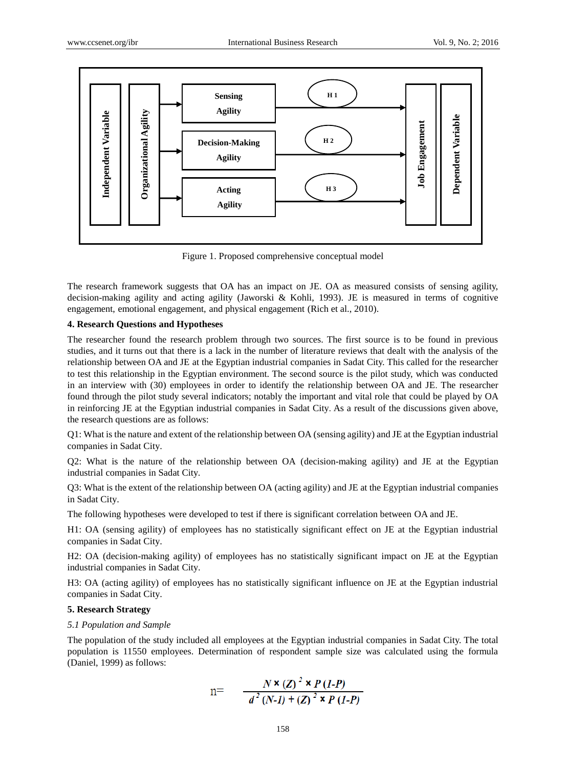Figure 1. Proposed comprehensive conceptual model

The research framework suggests that OA has an impact on JE. OA as measured consists of sensing agility, decision-making agility and acting agility (Jaworski & Kohli, 1993). JE is measured in terms of cognitive engagement, emotional engagement, and physical engagement (Rich et al., 2010).

## 4. Research Questions and Hypotheses

The researcher found the research problem through two sources. The first source is to be found in previous studies, and it turns out that there is a lack in the number of literature reviews that dealt with the analysis of the relationship between OA and JE at the Egyptian industrial companies in Sadat City. This called for the researcher to test this relationship in the Egyptian environment. The second source is the pilot study, which was conducted in an interview with (30) employees in order to identify the relationship between OA and JE. The researcher found through the pilot study several indicators; notably the important and vital role that could be played by OA in reinforcing JE at the Egyptian industrial companies in Sadat City. As a result of the discussions given above, the research questions are as follows:

Q1: What is the nature and extent of the relationship between OA (sensing agility) and JE at the Egyptian industrial companies in Sadat City.

Q2: What is the nature of the relationship between OA (decision-making agility) and JE at the Egyptian industrial companies in Sadat City.

Q3: What is the extent of the relationship between OA (acting agility) and JE at the Egyptian industrial companies in Sadat City.

The following hypotheses were developed to test if there is significant correlation between OA and JE.

H1: OA (sensing agility) of employees has no statistically significant effect on JE at the Egyptian industrial companies in Sadat City.

H2: OA (decision-making agility) of employees has no statistically significant impact on JE at the Egyptian industrial companies in Sadat City.

H3: OA (acting agility) of employees has no statistically significant influence on JE at the Egyptian industrial companies in Sadat City.

## 5. Research Strategy

### *5.1 Population and Sample*

The population of the study included all employees at the Egyptian industrial companies in Sadat City. The total population is 11550 employees. Determination of respondent sample size was calculated using the formula (Daniel, 1999) as follows:

$$n = \frac{N \times (Z)^2 \times P(1-P)}{d^2 (N-1) + (Z)^2 \times P(1-P)}$$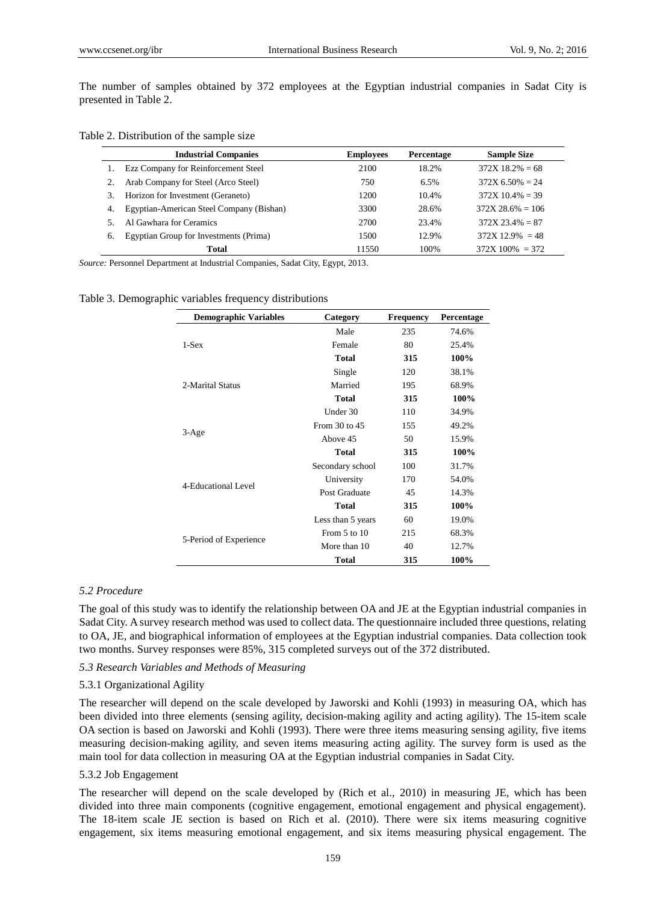The number of samples obtained by 372 employees at the Egyptian industrial companies in Sadat City is presented in Table 2.

Table 2. Distribution of the sample size

| | Industrial Companies | Employees | Percentage | Sample Size |
|---|---|---|---|---|
| 1. | Ezz Company for Reinforcement Steel | 2100 | 18.2% | 372X 18.2% = 68 |
| 2. | Arab Company for Steel (Arco Steel) | 750 | 6.5% | 372X 6.50% = 24 |
| 3. | Horizon for Investment (Geraneto) | 1200 | 10.4% | 372X 10.4% = 39 |
| 4. | Egyptian-American Steel Company (Bishan) | 3300 | 28.6% | 372X 28.6% = 106 |
| 5. | Al Gawhara for Ceramics | 2700 | 23.4% | 372X 23.4% = 87 |
| 6. | Egyptian Group for Investments (Prima) | 1500 | 12.9% | 372X 12.9% = 48 |
| | **Total** | 11550 | 100% | 372X 100% = 372 |

*Source:* Personnel Department at Industrial Companies, Sadat City, Egypt, 2013.

Table 3. Demographic variables frequency distributions

| Demographic Variables | Category | Frequency | Percentage |
|---|---|---|---|
| 1-Sex | Male | 235 | 74.6% |
| | Female | 80 | 25.4% |
| | **Total** | **315** | **100%** |
| 2-Marital Status | Single | 120 | 38.1% |
| | Married | 195 | 68.9% |
| | **Total** | **315** | **100%** |
| 3-Age | Under 30 | 110 | 34.9% |
| | From 30 to 45 | 155 | 49.2% |
| | Above 45 | 50 | 15.9% |
| | **Total** | **315** | **100%** |
| 4-Educational Level | Secondary school | 100 | 31.7% |
| | University | 170 | 54.0% |
| | Post Graduate | 45 | 14.3% |
| | **Total** | **315** | **100%** |
| 5-Period of Experience | Less than 5 years | 60 | 19.0% |
| | From 5 to 10 | 215 | 68.3% |
| | More than 10 | 40 | 12.7% |
| | **Total** | **315** | **100%** |

### *5.2 Procedure*

The goal of this study was to identify the relationship between OA and JE at the Egyptian industrial companies in Sadat City. A survey research method was used to collect data. The questionnaire included three questions, relating to OA, JE, and biographical information of employees at the Egyptian industrial companies. Data collection took two months. Survey responses were 85%, 315 completed surveys out of the 372 distributed.

### *5.3 Research Variables and Methods of Measuring*

#### 5.3.1 Organizational Agility

The researcher will depend on the scale developed by Jaworski and Kohli (1993) in measuring OA, which has been divided into three elements (sensing agility, decision-making agility and acting agility). The 15-item scale OA section is based on Jaworski and Kohli (1993). There were three items measuring sensing agility, five items measuring decision-making agility, and seven items measuring acting agility. The survey form is used as the main tool for data collection in measuring OA at the Egyptian industrial companies in Sadat City.

#### 5.3.2 Job Engagement

The researcher will depend on the scale developed by (Rich et al., 2010) in measuring JE, which has been divided into three main components (cognitive engagement, emotional engagement and physical engagement). The 18-item scale JE section is based on Rich et al. (2010). There were six items measuring cognitive engagement, six items measuring emotional engagement, and six items measuring physical engagement. The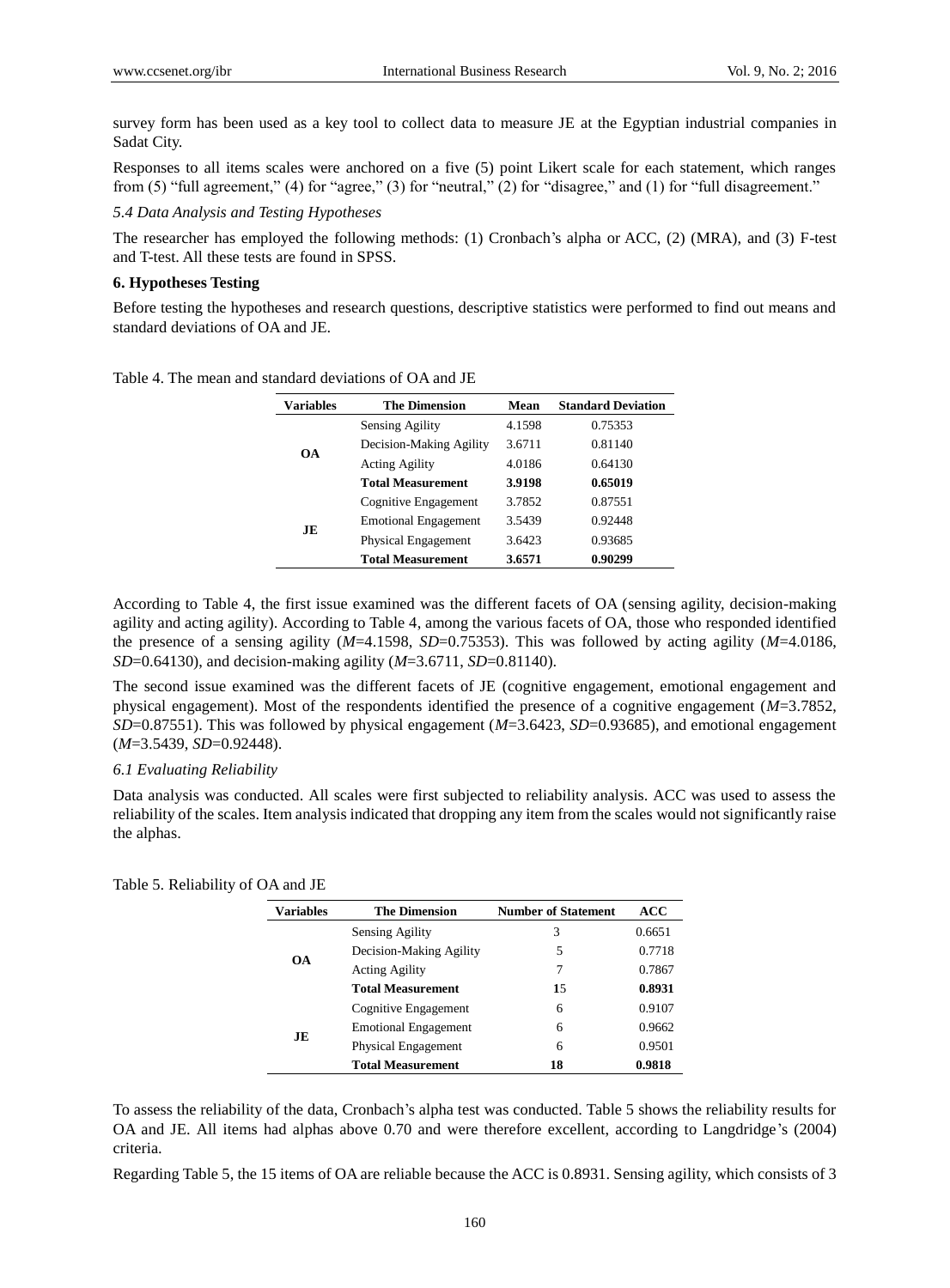survey form has been used as a key tool to collect data to measure JE at the Egyptian industrial companies in Sadat City.

Responses to all items scales were anchored on a five (5) point Likert scale for each statement, which ranges from (5) "full agreement," (4) for "agree," (3) for "neutral," (2) for "disagree," and (1) for "full disagreement."

*5.4 Data Analysis and Testing Hypotheses*

The researcher has employed the following methods: (1) Cronbach's alpha or ACC, (2) (MRA), and (3) F-test and T-test. All these tests are found in SPSS.

## 6. Hypotheses Testing

Before testing the hypotheses and research questions, descriptive statistics were performed to find out means and standard deviations of OA and JE.

Table 4. The mean and standard deviations of OA and JE

| Variables | The Dimension | Mean | Standard Deviation |
|---|---|---|---|
| OA | Sensing Agility | 4.1598 | 0.75353 |
| | Decision-Making Agility | 3.6711 | 0.81140 |
| | Acting Agility | 4.0186 | 0.64130 |
| | **Total Measurement** | **3.9198** | **0.65019** |
| JE | Cognitive Engagement | 3.7852 | 0.87551 |
| | Emotional Engagement | 3.5439 | 0.92448 |
| | Physical Engagement | 3.6423 | 0.93685 |
| | **Total Measurement** | **3.6571** | **0.90299** |

According to Table 4, the first issue examined was the different facets of OA (sensing agility, decision-making agility and acting agility). According to Table 4, among the various facets of OA, those who responded identified the presence of a sensing agility (*M*=4.1598, *SD*=0.75353). This was followed by acting agility (*M*=4.0186, *SD*=0.64130), and decision-making agility (*M*=3.6711, *SD*=0.81140).

The second issue examined was the different facets of JE (cognitive engagement, emotional engagement and physical engagement). Most of the respondents identified the presence of a cognitive engagement (*M*=3.7852, *SD*=0.87551). This was followed by physical engagement (*M*=3.6423, *SD*=0.93685), and emotional engagement (*M*=3.5439, *SD*=0.92448).

*6.1 Evaluating Reliability*

Data analysis was conducted. All scales were first subjected to reliability analysis. ACC was used to assess the reliability of the scales. Item analysis indicated that dropping any item from the scales would not significantly raise the alphas.

Table 5. Reliability of OA and JE

| Variables | The Dimension | Number of Statement | ACC |
|---|---|---|---|
| OA | Sensing Agility | 3 | 0.6651 |
| | Decision-Making Agility | 5 | 0.7718 |
| | Acting Agility | 7 | 0.7867 |
| | **Total Measurement** | **15** | **0.8931** |
| JE | Cognitive Engagement | 6 | 0.9107 |
| | Emotional Engagement | 6 | 0.9662 |
| | Physical Engagement | 6 | 0.9501 |
| | **Total Measurement** | **18** | **0.9818** |

To assess the reliability of the data, Cronbach's alpha test was conducted. Table 5 shows the reliability results for OA and JE. All items had alphas above 0.70 and were therefore excellent, according to Langdridge's (2004) criteria.

Regarding Table 5, the 15 items of OA are reliable because the ACC is 0.8931. Sensing agility, which consists of 3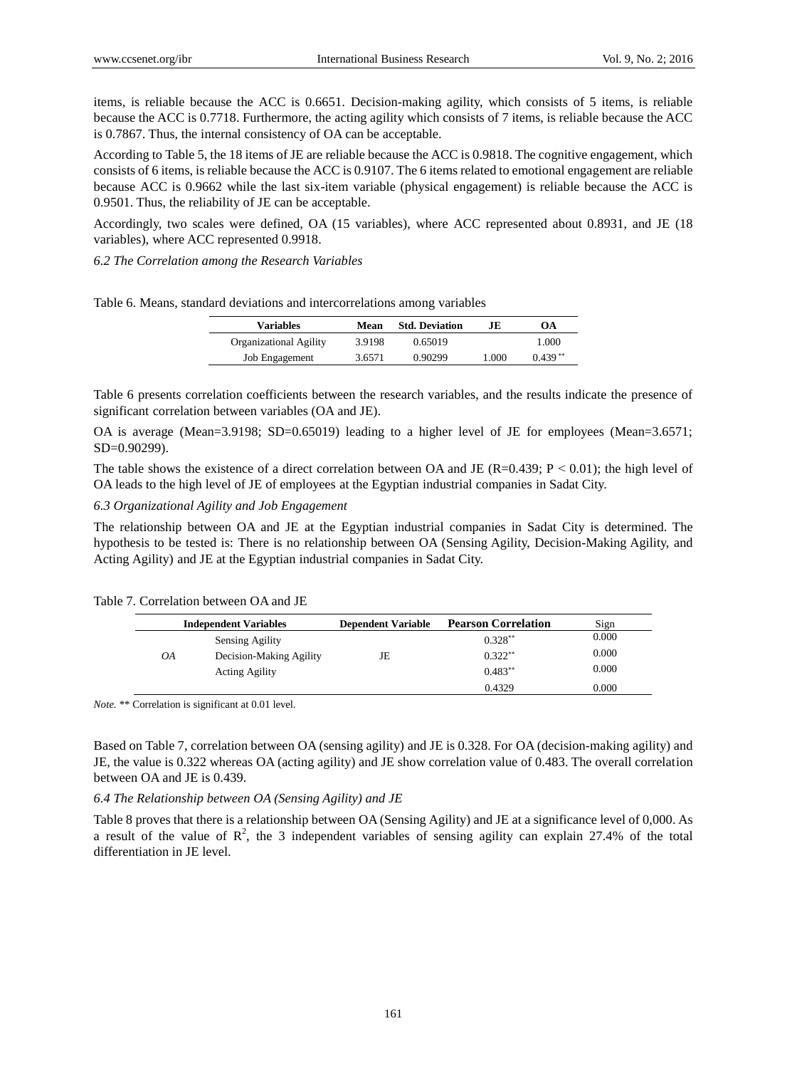items, is reliable because the ACC is 0.6651. Decision-making agility, which consists of 5 items, is reliable because the ACC is 0.7718. Furthermore, the acting agility which consists of 7 items, is reliable because the ACC is 0.7867. Thus, the internal consistency of OA can be acceptable.

According to Table 5, the 18 items of JE are reliable because the ACC is 0.9818. The cognitive engagement, which consists of 6 items, is reliable because the ACC is 0.9107. The 6 items related to emotional engagement are reliable because ACC is 0.9662 while the last six-item variable (physical engagement) is reliable because the ACC is 0.9501. Thus, the reliability of JE can be acceptable.

Accordingly, two scales were defined, OA (15 variables), where ACC represented about 0.8931, and JE (18 variables), where ACC represented 0.9918.

### *6.2 The Correlation among the Research Variables*

Table 6. Means, standard deviations and intercorrelations among variables

| Variables | Mean | Std. Deviation | JE | OA |
|---|---|---|---|---|
| Organizational Agility | 3.9198 | 0.65019 | | 1.000 |
| Job Engagement | 3.6571 | 0.90299 | 1.000 | 0.439 ** |

Table 6 presents correlation coefficients between the research variables, and the results indicate the presence of significant correlation between variables (OA and JE).

OA is average (Mean=3.9198; SD=0.65019) leading to a higher level of JE for employees (Mean=3.6571; SD=0.90299).

The table shows the existence of a direct correlation between OA and JE (R=0.439; $P < 0.01$); the high level of OA leads to the high level of JE of employees at the Egyptian industrial companies in Sadat City.

### *6.3 Organizational Agility and Job Engagement*

The relationship between OA and JE at the Egyptian industrial companies in Sadat City is determined. The hypothesis to be tested is: There is no relationship between OA (Sensing Agility, Decision-Making Agility, and Acting Agility) and JE at the Egyptian industrial companies in Sadat City.

Table 7. Correlation between OA and JE

| Independent Variables | | Dependent Variable | Pearson Correlation | Sign |
|---|---|---|---|---|
| *OA* | Sensing Agility | JE | 0.328** | 0.000 |
| | Decision-Making Agility | | 0.322** | 0.000 |
| | Acting Agility | | 0.483** | 0.000 |
| | | | 0.4329 | 0.000 |

*Note.* ** Correlation is significant at 0.01 level.

Based on Table 7, correlation between OA (sensing agility) and JE is 0.328. For OA (decision-making agility) and JE, the value is 0.322 whereas OA (acting agility) and JE show correlation value of 0.483. The overall correlation between OA and JE is 0.439.

### *6.4 The Relationship between OA (Sensing Agility) and JE*

Table 8 proves that there is a relationship between OA (Sensing Agility) and JE at a significance level of 0,000. As a result of the value of $R^2$, the 3 independent variables of sensing agility can explain 27.4% of the total differentiation in JE level.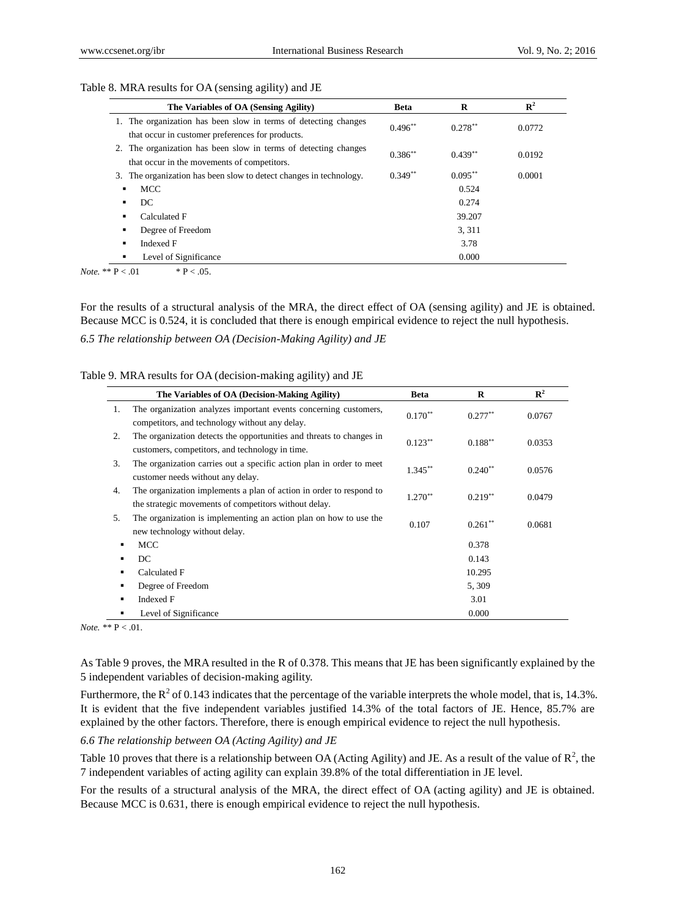Table 8. MRA results for OA (sensing agility) and JE

| The Variables of OA (Sensing Agility) | Beta | R | $R^2$ |
|---|---|---|---|
| 1. The organization has been slow in terms of detecting changes that occur in customer preferences for products. | $0.496^{**}$ | $0.278^{**}$ | 0.0772 |
| 2. The organization has been slow in terms of detecting changes that occur in the movements of competitors. | $0.386^{**}$ | $0.439^{**}$ | 0.0192 |
| 3. The organization has been slow to detect changes in technology. | $0.349^{**}$ | $0.095^{**}$ | 0.0001 |
| ▪ MCC | | 0.524 | |
| ▪ DC | | 0.274 | |
| ▪ Calculated F | | 39.207 | |
| ▪ Degree of Freedom | | 3, 311 | |
| ▪ Indexed F | | 3.78 | |
| ▪ Level of Significance | | 0.000 | |

*Note.* ** P < .01 &nbsp;&nbsp;&nbsp;&nbsp; * P < .05.

For the results of a structural analysis of the MRA, the direct effect of OA (sensing agility) and JE is obtained. Because MCC is 0.524, it is concluded that there is enough empirical evidence to reject the null hypothesis.

### *6.5 The relationship between OA (Decision-Making Agility) and JE*

Table 9. MRA results for OA (decision-making agility) and JE

| The Variables of OA (Decision-Making Agility) | Beta | R | $R^2$ |
|---|---|---|---|
| 1. The organization analyzes important events concerning customers, competitors, and technology without any delay. | $0.170^{**}$ | $0.277^{**}$ | 0.0767 |
| 2. The organization detects the opportunities and threats to changes in customers, competitors, and technology in time. | $0.123^{**}$ | $0.188^{**}$ | 0.0353 |
| 3. The organization carries out a specific action plan in order to meet customer needs without any delay. | $1.345^{**}$ | $0.240^{**}$ | 0.0576 |
| 4. The organization implements a plan of action in order to respond to the strategic movements of competitors without delay. | $1.270^{**}$ | $0.219^{**}$ | 0.0479 |
| 5. The organization is implementing an action plan on how to use the new technology without delay. | 0.107 | $0.261^{**}$ | 0.0681 |
| ▪ MCC | | 0.378 | |
| ▪ DC | | 0.143 | |
| ▪ Calculated F | | 10.295 | |
| ▪ Degree of Freedom | | 5, 309 | |
| ▪ Indexed F | | 3.01 | |
| ▪ Level of Significance | | 0.000 | |

*Note.* ** P < .01.

As Table 9 proves, the MRA resulted in the R of 0.378. This means that JE has been significantly explained by the 5 independent variables of decision-making agility.

Furthermore, the $R^2$ of 0.143 indicates that the percentage of the variable interprets the whole model, that is, 14.3%. It is evident that the five independent variables justified 14.3% of the total factors of JE. Hence, 85.7% are explained by the other factors. Therefore, there is enough empirical evidence to reject the null hypothesis.

### *6.6 The relationship between OA (Acting Agility) and JE*

Table 10 proves that there is a relationship between OA (Acting Agility) and JE. As a result of the value of $R^2$, the 7 independent variables of acting agility can explain 39.8% of the total differentiation in JE level.

For the results of a structural analysis of the MRA, the direct effect of OA (acting agility) and JE is obtained. Because MCC is 0.631, there is enough empirical evidence to reject the null hypothesis.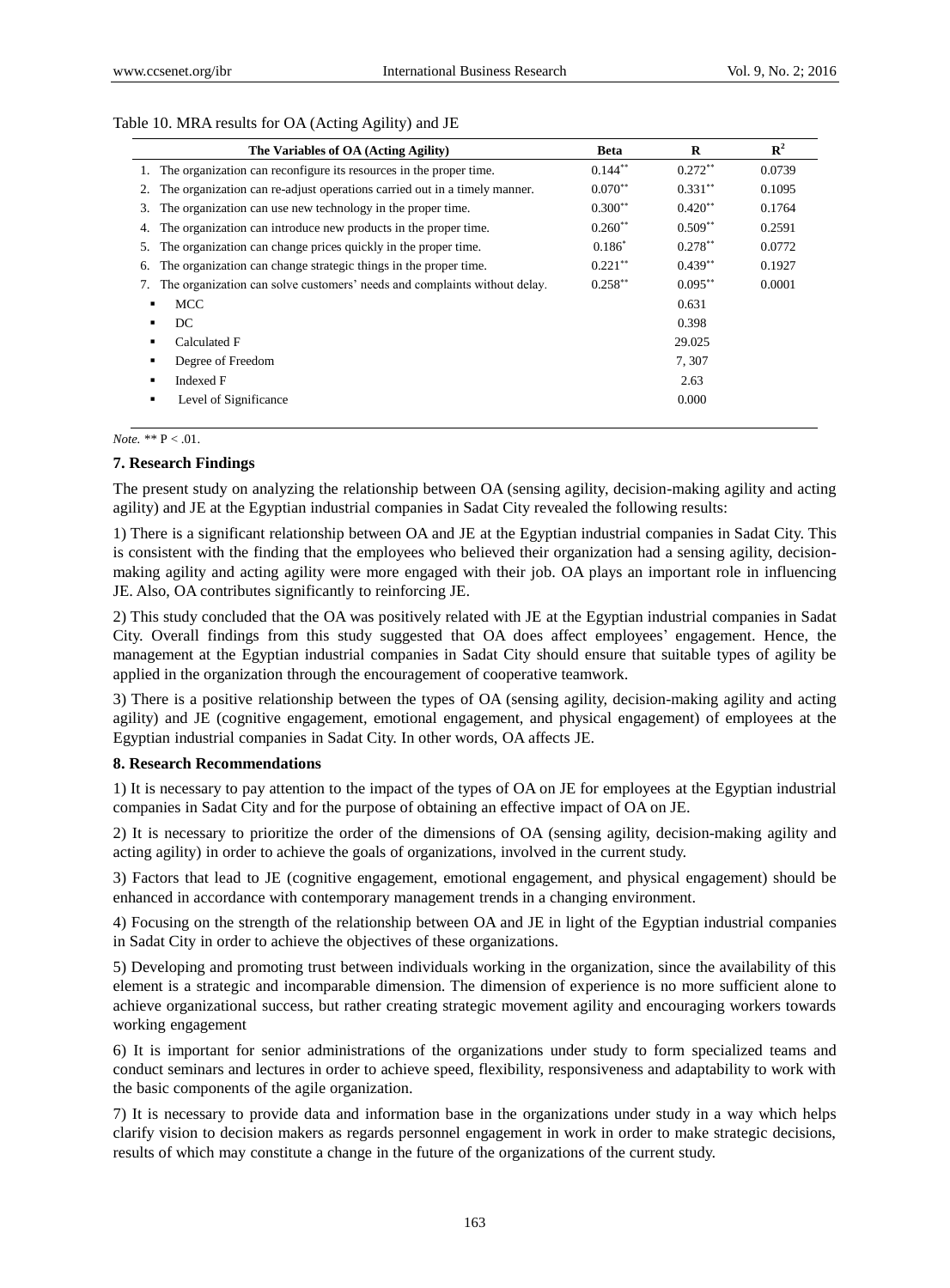Table 10. MRA results for OA (Acting Agility) and JE

| The Variables of OA (Acting Agility) | Beta | R | $R^2$ |
|---|---|---|---|
| 1. The organization can reconfigure its resources in the proper time. | $0.144^{**}$ | $0.272^{**}$ | 0.0739 |
| 2. The organization can re-adjust operations carried out in a timely manner. | $0.070^{**}$ | $0.331^{**}$ | 0.1095 |
| 3. The organization can use new technology in the proper time. | $0.300^{**}$ | $0.420^{**}$ | 0.1764 |
| 4. The organization can introduce new products in the proper time. | $0.260^{**}$ | $0.509^{**}$ | 0.2591 |
| 5. The organization can change prices quickly in the proper time. | $0.186^{*}$ | $0.278^{**}$ | 0.0772 |
| 6. The organization can change strategic things in the proper time. | $0.221^{**}$ | $0.439^{**}$ | 0.1927 |
| 7. The organization can solve customers' needs and complaints without delay. | $0.258^{**}$ | $0.095^{**}$ | 0.0001 |
| ▪ MCC | | 0.631 | |
| ▪ DC | | 0.398 | |
| ▪ Calculated F | | 29.025 | |
| ▪ Degree of Freedom | | 7, 307 | |
| ▪ Indexed F | | 2.63 | |
| ▪ Level of Significance | | 0.000 | |

*Note.* ** $P < .01$.

### 7. Research Findings

The present study on analyzing the relationship between OA (sensing agility, decision-making agility and acting agility) and JE at the Egyptian industrial companies in Sadat City revealed the following results:

1) There is a significant relationship between OA and JE at the Egyptian industrial companies in Sadat City. This is consistent with the finding that the employees who believed their organization had a sensing agility, decision-making agility and acting agility were more engaged with their job. OA plays an important role in influencing JE. Also, OA contributes significantly to reinforcing JE.

2) This study concluded that the OA was positively related with JE at the Egyptian industrial companies in Sadat City. Overall findings from this study suggested that OA does affect employees' engagement. Hence, the management at the Egyptian industrial companies in Sadat City should ensure that suitable types of agility be applied in the organization through the encouragement of cooperative teamwork.

3) There is a positive relationship between the types of OA (sensing agility, decision-making agility and acting agility) and JE (cognitive engagement, emotional engagement, and physical engagement) of employees at the Egyptian industrial companies in Sadat City. In other words, OA affects JE.

### 8. Research Recommendations

1) It is necessary to pay attention to the impact of the types of OA on JE for employees at the Egyptian industrial companies in Sadat City and for the purpose of obtaining an effective impact of OA on JE.

2) It is necessary to prioritize the order of the dimensions of OA (sensing agility, decision-making agility and acting agility) in order to achieve the goals of organizations, involved in the current study.

3) Factors that lead to JE (cognitive engagement, emotional engagement, and physical engagement) should be enhanced in accordance with contemporary management trends in a changing environment.

4) Focusing on the strength of the relationship between OA and JE in light of the Egyptian industrial companies in Sadat City in order to achieve the objectives of these organizations.

5) Developing and promoting trust between individuals working in the organization, since the availability of this element is a strategic and incomparable dimension. The dimension of experience is no more sufficient alone to achieve organizational success, but rather creating strategic movement agility and encouraging workers towards working engagement

6) It is important for senior administrations of the organizations under study to form specialized teams and conduct seminars and lectures in order to achieve speed, flexibility, responsiveness and adaptability to work with the basic components of the agile organization.

7) It is necessary to provide data and information base in the organizations under study in a way which helps clarify vision to decision makers as regards personnel engagement in work in order to make strategic decisions, results of which may constitute a change in the future of the organizations of the current study.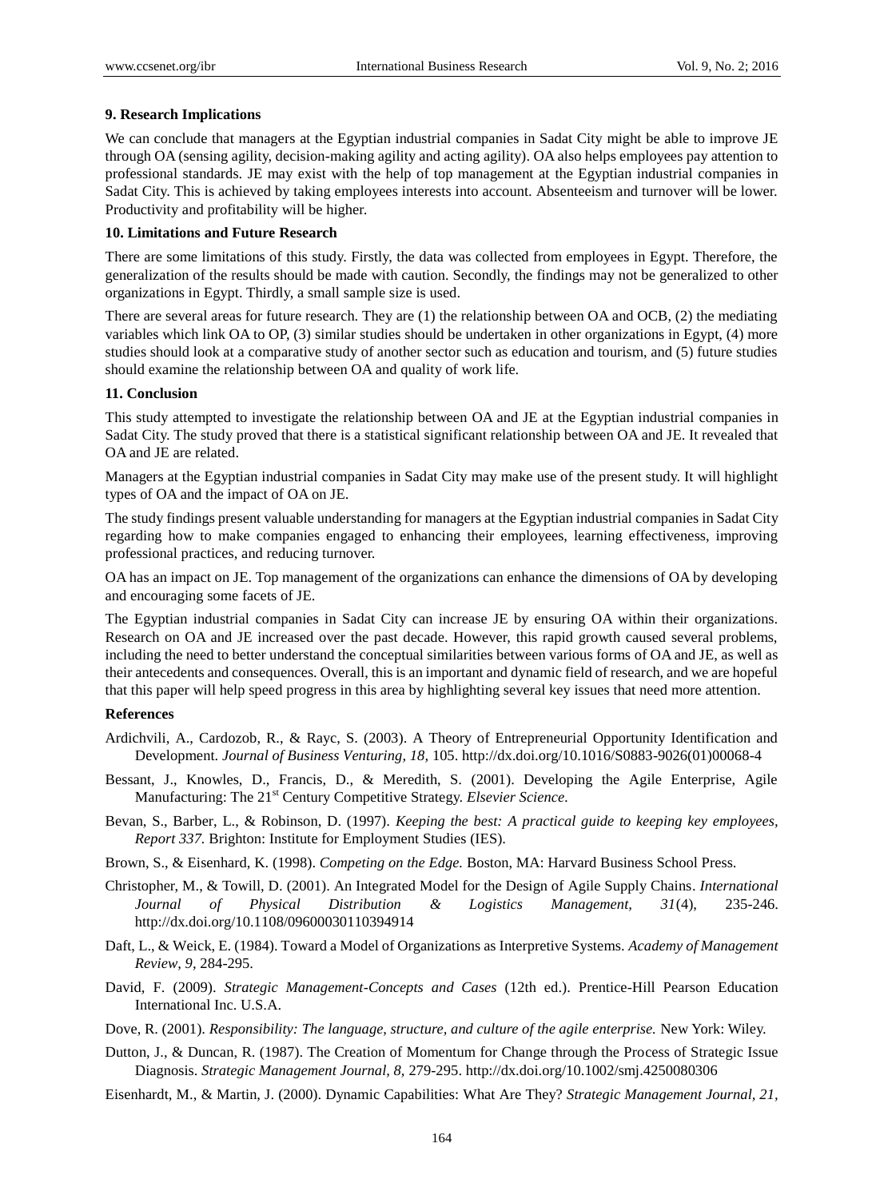## 9. Research Implications

We can conclude that managers at the Egyptian industrial companies in Sadat City might be able to improve JE through OA (sensing agility, decision-making agility and acting agility). OA also helps employees pay attention to professional standards. JE may exist with the help of top management at the Egyptian industrial companies in Sadat City. This is achieved by taking employees interests into account. Absenteeism and turnover will be lower. Productivity and profitability will be higher.

## 10. Limitations and Future Research

There are some limitations of this study. Firstly, the data was collected from employees in Egypt. Therefore, the generalization of the results should be made with caution. Secondly, the findings may not be generalized to other organizations in Egypt. Thirdly, a small sample size is used.

There are several areas for future research. They are (1) the relationship between OA and OCB, (2) the mediating variables which link OA to OP, (3) similar studies should be undertaken in other organizations in Egypt, (4) more studies should look at a comparative study of another sector such as education and tourism, and (5) future studies should examine the relationship between OA and quality of work life.

## 11. Conclusion

This study attempted to investigate the relationship between OA and JE at the Egyptian industrial companies in Sadat City. The study proved that there is a statistical significant relationship between OA and JE. It revealed that OA and JE are related.

Managers at the Egyptian industrial companies in Sadat City may make use of the present study. It will highlight types of OA and the impact of OA on JE.

The study findings present valuable understanding for managers at the Egyptian industrial companies in Sadat City regarding how to make companies engaged to enhancing their employees, learning effectiveness, improving professional practices, and reducing turnover.

OA has an impact on JE. Top management of the organizations can enhance the dimensions of OA by developing and encouraging some facets of JE.

The Egyptian industrial companies in Sadat City can increase JE by ensuring OA within their organizations. Research on OA and JE increased over the past decade. However, this rapid growth caused several problems, including the need to better understand the conceptual similarities between various forms of OA and JE, as well as their antecedents and consequences. Overall, this is an important and dynamic field of research, and we are hopeful that this paper will help speed progress in this area by highlighting several key issues that need more attention.

## References

Ardichvili, A., Cardozob, R., & Rayc, S. (2003). A Theory of Entrepreneurial Opportunity Identification and Development. *Journal of Business Venturing, 18,* 105. http://dx.doi.org/10.1016/S0883-9026(01)00068-4

Bessant, J., Knowles, D., Francis, D., & Meredith, S. (2001). Developing the Agile Enterprise, Agile Manufacturing: The 21st Century Competitive Strategy. *Elsevier Science.*

Bevan, S., Barber, L., & Robinson, D. (1997). *Keeping the best: A practical guide to keeping key employees, Report 337.* Brighton: Institute for Employment Studies (IES).

Brown, S., & Eisenhard, K. (1998). *Competing on the Edge.* Boston, MA: Harvard Business School Press.

Christopher, M., & Towill, D. (2001). An Integrated Model for the Design of Agile Supply Chains. *International Journal of Physical Distribution & Logistics Management, 31*(4), 235-246. http://dx.doi.org/10.1108/09600030110394914

Daft, L., & Weick, E. (1984). Toward a Model of Organizations as Interpretive Systems. *Academy of Management Review, 9*, 284-295.

David, F. (2009). *Strategic Management-Concepts and Cases* (12th ed.). Prentice-Hill Pearson Education International Inc. U.S.A.

Dove, R. (2001). *Responsibility: The language, structure, and culture of the agile enterprise.* New York: Wiley.

Dutton, J., & Duncan, R. (1987). The Creation of Momentum for Change through the Process of Strategic Issue Diagnosis. *Strategic Management Journal, 8,* 279-295. http://dx.doi.org/10.1002/smj.4250080306

Eisenhardt, M., & Martin, J. (2000). Dynamic Capabilities: What Are They? *Strategic Management Journal, 21,*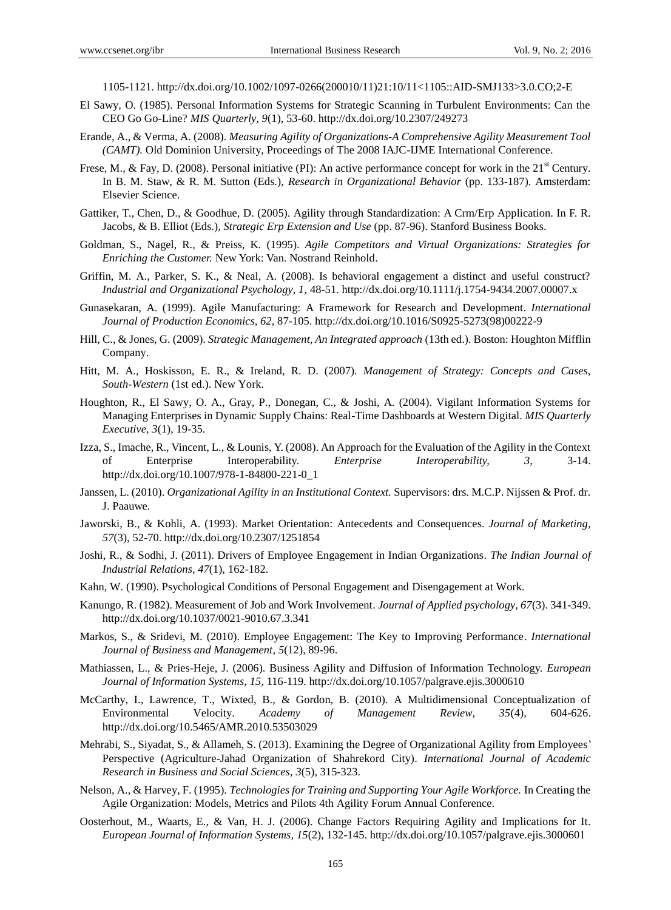1105-1121. http://dx.doi.org/10.1002/1097-0266(200010/11)21:10/11<1105::AID-SMJ133>3.0.CO;2-E

El Sawy, O. (1985). Personal Information Systems for Strategic Scanning in Turbulent Environments: Can the CEO Go Go-Line? *MIS Quarterly, 9*(1), 53-60. http://dx.doi.org/10.2307/249273

Erande, A., & Verma, A. (2008). *Measuring Agility of Organizations-A Comprehensive Agility Measurement Tool (CAMT).* Old Dominion University, Proceedings of The 2008 IAJC-IJME International Conference.

Frese, M., & Fay, D. (2008). Personal initiative (PI): An active performance concept for work in the 21st Century. In B. M. Staw, & R. M. Sutton (Eds.), *Research in Organizational Behavior* (pp. 133-187). Amsterdam: Elsevier Science.

Gattiker, T., Chen, D., & Goodhue, D. (2005). Agility through Standardization: A Crm/Erp Application. In F. R. Jacobs, & B. Elliot (Eds.), *Strategic Erp Extension and Use* (pp. 87-96). Stanford Business Books.

Goldman, S., Nagel, R., & Preiss, K. (1995). *Agile Competitors and Virtual Organizations: Strategies for Enriching the Customer.* New York: Van. Nostrand Reinhold.

Griffin, M. A., Parker, S. K., & Neal, A. (2008). Is behavioral engagement a distinct and useful construct? *Industrial and Organizational Psychology, 1,* 48-51. http://dx.doi.org/10.1111/j.1754-9434.2007.00007.x

Gunasekaran, A. (1999). Agile Manufacturing: A Framework for Research and Development. *International Journal of Production Economics, 62,* 87-105. http://dx.doi.org/10.1016/S0925-5273(98)00222-9

Hill, C., & Jones, G. (2009). *Strategic Management, An Integrated approach* (13th ed.). Boston: Houghton Mifflin Company.

Hitt, M. A., Hoskisson, E. R., & Ireland, R. D. (2007). *Management of Strategy: Concepts and Cases, South-Western* (1st ed.). New York.

Houghton, R., El Sawy, O. A., Gray, P., Donegan, C., & Joshi, A. (2004). Vigilant Information Systems for Managing Enterprises in Dynamic Supply Chains: Real-Time Dashboards at Western Digital. *MIS Quarterly Executive, 3*(1), 19-35.

Izza, S., Imache, R., Vincent, L., & Lounis, Y. (2008). An Approach for the Evaluation of the Agility in the Context of Enterprise Interoperability. *Enterprise Interoperability, 3,* 3-14. http://dx.doi.org/10.1007/978-1-84800-221-0_1

Janssen, L. (2010). *Organizational Agility in an Institutional Context.* Supervisors: drs. M.C.P. Nijssen & Prof. dr. J. Paauwe.

Jaworski, B., & Kohli, A. (1993). Market Orientation: Antecedents and Consequences. *Journal of Marketing, 57*(3), 52-70. http://dx.doi.org/10.2307/1251854

Joshi, R., & Sodhi, J. (2011). Drivers of Employee Engagement in Indian Organizations. *The Indian Journal of Industrial Relations, 47*(1), 162-182.

Kahn, W. (1990). Psychological Conditions of Personal Engagement and Disengagement at Work.

Kanungo, R. (1982). Measurement of Job and Work Involvement. *Journal of Applied psychology, 67*(3). 341-349. http://dx.doi.org/10.1037/0021-9010.67.3.341

Markos, S., & Sridevi, M. (2010). Employee Engagement: The Key to Improving Performance. *International Journal of Business and Management, 5*(12), 89-96.

Mathiassen, L., & Pries-Heje, J. (2006). Business Agility and Diffusion of Information Technology. *European Journal of Information Systems, 15,* 116-119. http://dx.doi.org/10.1057/palgrave.ejis.3000610

McCarthy, I., Lawrence, T., Wixted, B., & Gordon, B. (2010). A Multidimensional Conceptualization of Environmental Velocity. *Academy of Management Review, 35*(4), 604-626. http://dx.doi.org/10.5465/AMR.2010.53503029

Mehrabi, S., Siyadat, S., & Allameh, S. (2013). Examining the Degree of Organizational Agility from Employees' Perspective (Agriculture-Jahad Organization of Shahrekord City). *International Journal of Academic Research in Business and Social Sciences, 3*(5), 315-323.

Nelson, A., & Harvey, F. (1995). *Technologies for Training and Supporting Your Agile Workforce.* In Creating the Agile Organization: Models, Metrics and Pilots 4th Agility Forum Annual Conference.

Oosterhout, M., Waarts, E., & Van, H. J. (2006). Change Factors Requiring Agility and Implications for It. *European Journal of Information Systems, 15*(2), 132-145. http://dx.doi.org/10.1057/palgrave.ejis.3000601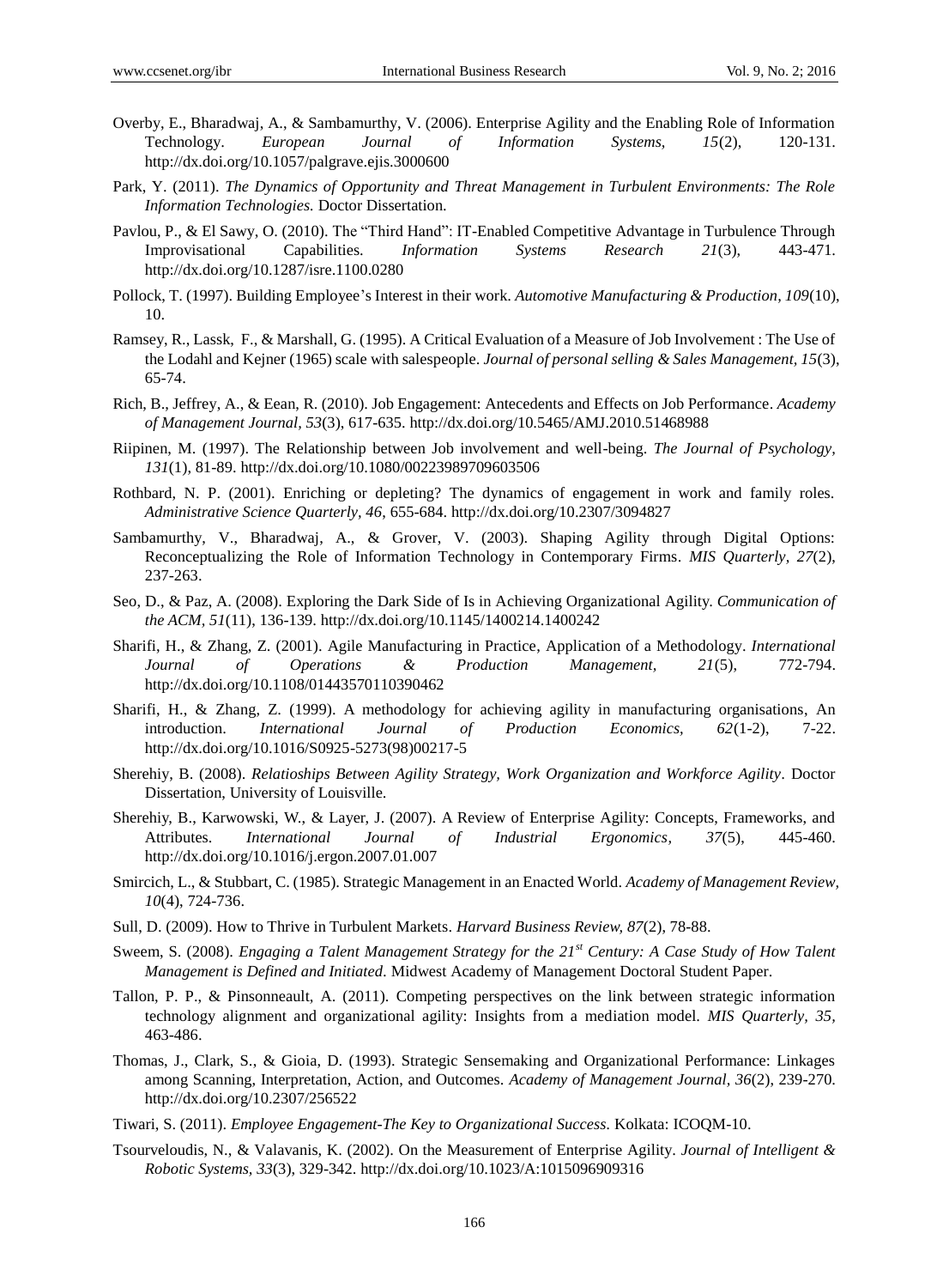Overby, E., Bharadwaj, A., & Sambamurthy, V. (2006). Enterprise Agility and the Enabling Role of Information Technology. *European Journal of Information Systems, 15*(2), 120-131. http://dx.doi.org/10.1057/palgrave.ejis.3000600

Park, Y. (2011). *The Dynamics of Opportunity and Threat Management in Turbulent Environments: The Role Information Technologies.* Doctor Dissertation.

Pavlou, P., & El Sawy, O. (2010). The "Third Hand": IT-Enabled Competitive Advantage in Turbulence Through Improvisational Capabilities. *Information Systems Research 21*(3), 443-471. http://dx.doi.org/10.1287/isre.1100.0280

Pollock, T. (1997). Building Employee's Interest in their work. *Automotive Manufacturing & Production, 109*(10), 10.

Ramsey, R., Lassk, F., & Marshall, G. (1995). A Critical Evaluation of a Measure of Job Involvement : The Use of the Lodahl and Kejner (1965) scale with salespeople. *Journal of personal selling & Sales Management, 15*(3), 65-74.

Rich, B., Jeffrey, A., & Eean, R. (2010). Job Engagement: Antecedents and Effects on Job Performance. *Academy of Management Journal, 53*(3), 617-635. http://dx.doi.org/10.5465/AMJ.2010.51468988

Riipinen, M. (1997). The Relationship between Job involvement and well-being. *The Journal of Psychology, 131*(1), 81-89. http://dx.doi.org/10.1080/00223989709603506

Rothbard, N. P. (2001). Enriching or depleting? The dynamics of engagement in work and family roles. *Administrative Science Quarterly, 46*, 655-684. http://dx.doi.org/10.2307/3094827

Sambamurthy, V., Bharadwaj, A., & Grover, V. (2003). Shaping Agility through Digital Options: Reconceptualizing the Role of Information Technology in Contemporary Firms. *MIS Quarterly, 27*(2), 237-263.

Seo, D., & Paz, A. (2008). Exploring the Dark Side of Is in Achieving Organizational Agility. *Communication of the ACM, 51*(11), 136-139. http://dx.doi.org/10.1145/1400214.1400242

Sharifi, H., & Zhang, Z. (2001). Agile Manufacturing in Practice, Application of a Methodology. *International Journal of Operations & Production Management, 21*(5), 772-794. http://dx.doi.org/10.1108/01443570110390462

Sharifi, H., & Zhang, Z. (1999). A methodology for achieving agility in manufacturing organisations, An introduction. *International Journal of Production Economics, 62*(1-2), 7-22. http://dx.doi.org/10.1016/S0925-5273(98)00217-5

Sherehiy, B. (2008). *Relatioships Between Agility Strategy, Work Organization and Workforce Agility*. Doctor Dissertation, University of Louisville.

Sherehiy, B., Karwowski, W., & Layer, J. (2007). A Review of Enterprise Agility: Concepts, Frameworks, and Attributes. *International Journal of Industrial Ergonomics, 37*(5), 445-460. http://dx.doi.org/10.1016/j.ergon.2007.01.007

Smircich, L., & Stubbart, C. (1985). Strategic Management in an Enacted World. *Academy of Management Review, 10*(4), 724-736.

Sull, D. (2009). How to Thrive in Turbulent Markets. *Harvard Business Review, 87*(2), 78-88.

Sweem, S. (2008). *Engaging a Talent Management Strategy for the 21st Century: A Case Study of How Talent Management is Defined and Initiated*. Midwest Academy of Management Doctoral Student Paper.

Tallon, P. P., & Pinsonneault, A. (2011). Competing perspectives on the link between strategic information technology alignment and organizational agility: Insights from a mediation model. *MIS Quarterly, 35*, 463-486.

Thomas, J., Clark, S., & Gioia, D. (1993). Strategic Sensemaking and Organizational Performance: Linkages among Scanning, Interpretation, Action, and Outcomes. *Academy of Management Journal, 36*(2), 239-270. http://dx.doi.org/10.2307/256522

Tiwari, S. (2011). *Employee Engagement-The Key to Organizational Success*. Kolkata: ICOQM-10.

Tsourveloudis, N., & Valavanis, K. (2002). On the Measurement of Enterprise Agility. *Journal of Intelligent & Robotic Systems, 33*(3), 329-342. http://dx.doi.org/10.1023/A:1015096909316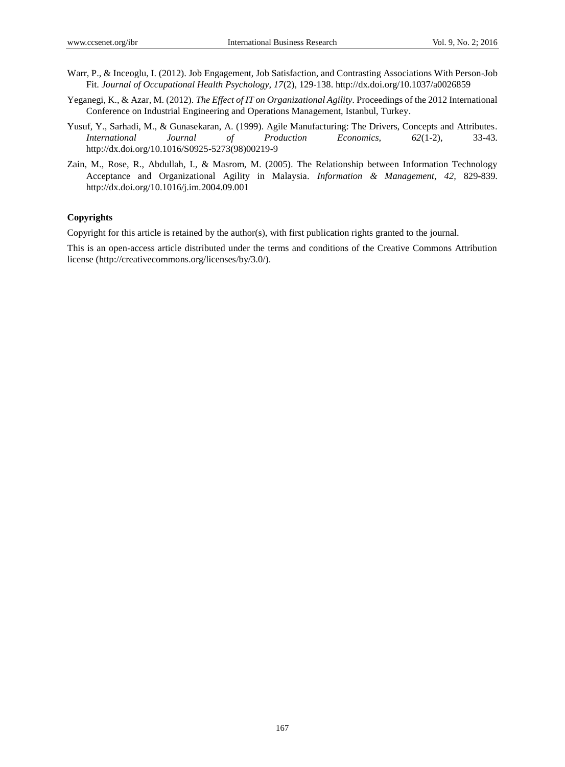Warr, P., & Inceoglu, I. (2012). Job Engagement, Job Satisfaction, and Contrasting Associations With Person-Job Fit. *Journal of Occupational Health Psychology, 17*(2), 129-138. http://dx.doi.org/10.1037/a0026859

Yeganegi, K., & Azar, M. (2012). *The Effect of IT on Organizational Agility*. Proceedings of the 2012 International Conference on Industrial Engineering and Operations Management, Istanbul, Turkey.

Yusuf, Y., Sarhadi, M., & Gunasekaran, A. (1999). Agile Manufacturing: The Drivers, Concepts and Attributes. *International Journal of Production Economics, 62*(1-2), 33-43. http://dx.doi.org/10.1016/S0925-5273(98)00219-9

Zain, M., Rose, R., Abdullah, I., & Masrom, M. (2005). The Relationship between Information Technology Acceptance and Organizational Agility in Malaysia. *Information & Management, 42,* 829-839. http://dx.doi.org/10.1016/j.im.2004.09.001

**Copyrights**

Copyright for this article is retained by the author(s), with first publication rights granted to the journal.

This is an open-access article distributed under the terms and conditions of the Creative Commons Attribution license (http://creativecommons.org/licenses/by/3.0/).